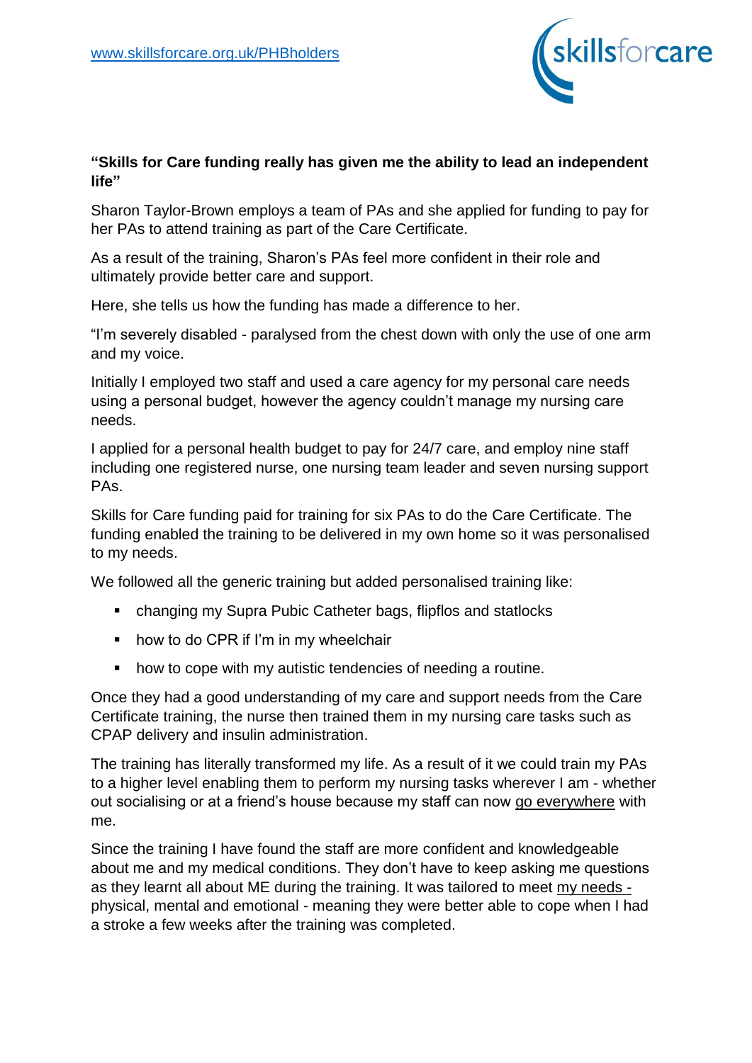www.skillsforcare.org.uk/PHBholders

**"Skills for Care funding really has given me the ability to lead an independent life"**

Sharon Taylor-Brown employs a team of PAs and she applied for funding to pay for her PAs to attend training as part of the Care Certificate.

As a result of the training, Sharon's PAs feel more confident in their role and ultimately provide better care and support.

Here, she tells us how the funding has made a difference to her.

"I'm severely disabled - paralysed from the chest down with only the use of one arm and my voice.

Initially I employed two staff and used a care agency for my personal care needs using a personal budget, however the agency couldn't manage my nursing care needs.

I applied for a personal health budget to pay for 24/7 care, and employ nine staff including one registered nurse, one nursing team leader and seven nursing support PAs.

Skills for Care funding paid for training for six PAs to do the Care Certificate. The funding enabled the training to be delivered in my own home so it was personalised to my needs.

We followed all the generic training but added personalised training like:

- changing my Supra Pubic Catheter bags, flipflos and statlocks
- how to do CPR if I'm in my wheelchair
- how to cope with my autistic tendencies of needing a routine.

Once they had a good understanding of my care and support needs from the Care Certificate training, the nurse then trained them in my nursing care tasks such as CPAP delivery and insulin administration.

The training has literally transformed my life. As a result of it we could train my PAs to a higher level enabling them to perform my nursing tasks wherever I am - whether out socialising or at a friend's house because my staff can now go everywhere with me.

Since the training I have found the staff are more confident and knowledgeable about me and my medical conditions. They don't have to keep asking me questions as they learnt all about ME during the training. It was tailored to meet my needs - physical, mental and emotional - meaning they were better able to cope when I had a stroke a few weeks after the training was completed.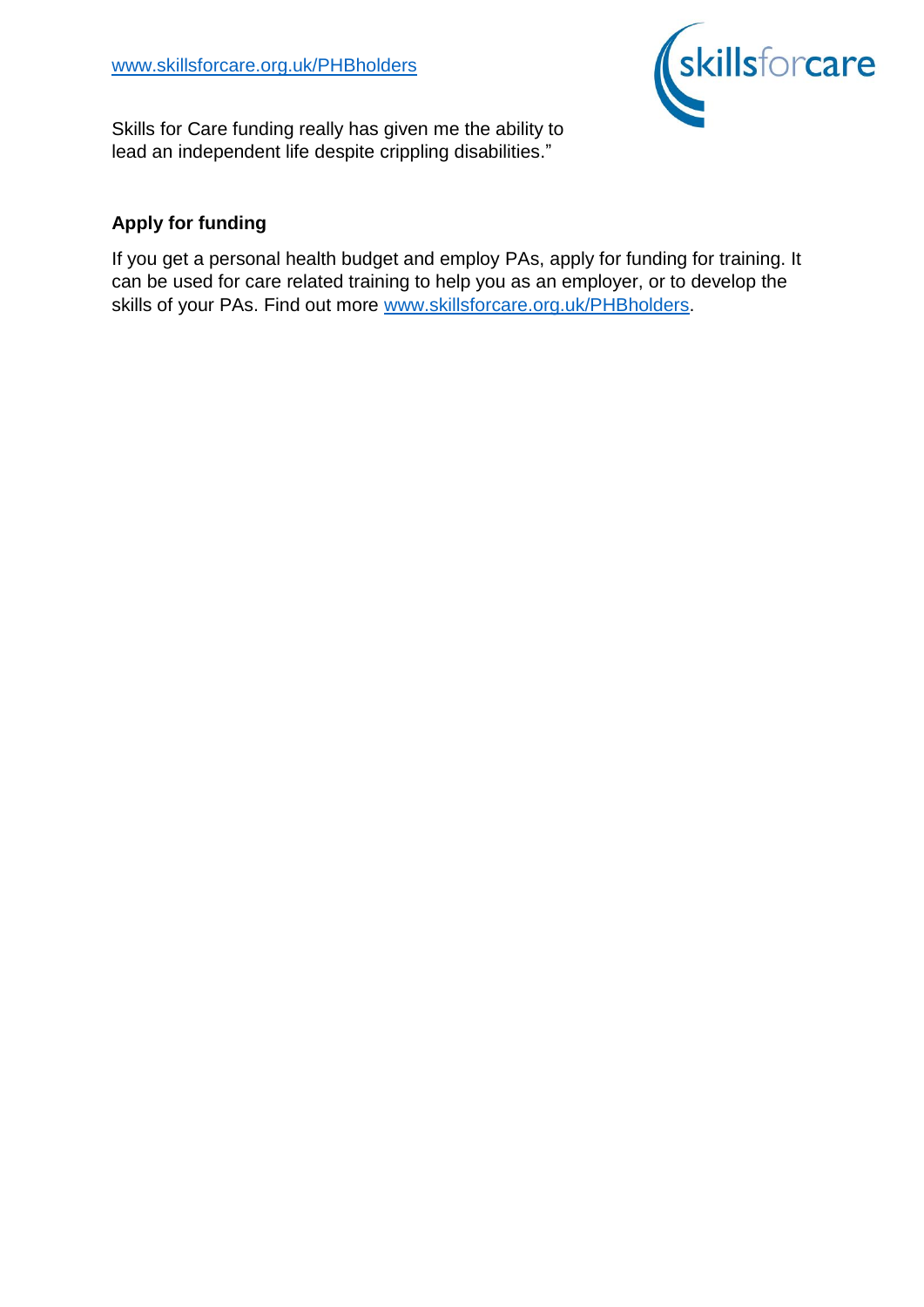Skills for Care funding really has given me the ability to lead an independent life despite crippling disabilities."

**Apply for funding**

If you get a personal health budget and employ PAs, apply for funding for training. It can be used for care related training to help you as an employer, or to develop the skills of your PAs. Find out more www.skillsforcare.org.uk/PHBholders.